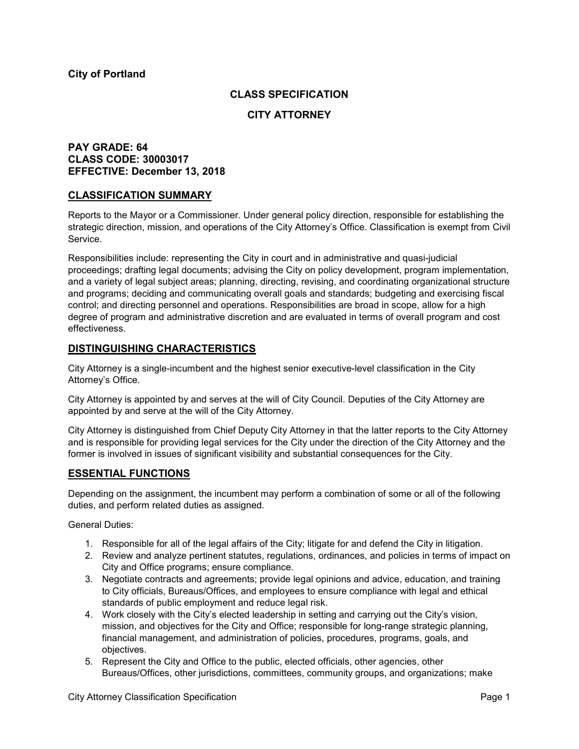**City of Portland**

## CLASS SPECIFICATION

## CITY ATTORNEY

**PAY GRADE: 64**
**CLASS CODE: 30003017**
**EFFECTIVE: December 13, 2018**

## CLASSIFICATION SUMMARY

Reports to the Mayor or a Commissioner. Under general policy direction, responsible for establishing the strategic direction, mission, and operations of the City Attorney's Office. Classification is exempt from Civil Service.

Responsibilities include: representing the City in court and in administrative and quasi-judicial proceedings; drafting legal documents; advising the City on policy development, program implementation, and a variety of legal subject areas; planning, directing, revising, and coordinating organizational structure and programs; deciding and communicating overall goals and standards; budgeting and exercising fiscal control; and directing personnel and operations. Responsibilities are broad in scope, allow for a high degree of program and administrative discretion and are evaluated in terms of overall program and cost effectiveness.

## DISTINGUISHING CHARACTERISTICS

City Attorney is a single-incumbent and the highest senior executive-level classification in the City Attorney's Office.

City Attorney is appointed by and serves at the will of City Council. Deputies of the City Attorney are appointed by and serve at the will of the City Attorney.

City Attorney is distinguished from Chief Deputy City Attorney in that the latter reports to the City Attorney and is responsible for providing legal services for the City under the direction of the City Attorney and the former is involved in issues of significant visibility and substantial consequences for the City.

## ESSENTIAL FUNCTIONS

Depending on the assignment, the incumbent may perform a combination of some or all of the following duties, and perform related duties as assigned.

General Duties:

1. Responsible for all of the legal affairs of the City; litigate for and defend the City in litigation.
2. Review and analyze pertinent statutes, regulations, ordinances, and policies in terms of impact on City and Office programs; ensure compliance.
3. Negotiate contracts and agreements; provide legal opinions and advice, education, and training to City officials, Bureaus/Offices, and employees to ensure compliance with legal and ethical standards of public employment and reduce legal risk.
4. Work closely with the City's elected leadership in setting and carrying out the City's vision, mission, and objectives for the City and Office; responsible for long-range strategic planning, financial management, and administration of policies, procedures, programs, goals, and objectives.
5. Represent the City and Office to the public, elected officials, other agencies, other Bureaus/Offices, other jurisdictions, committees, community groups, and organizations; make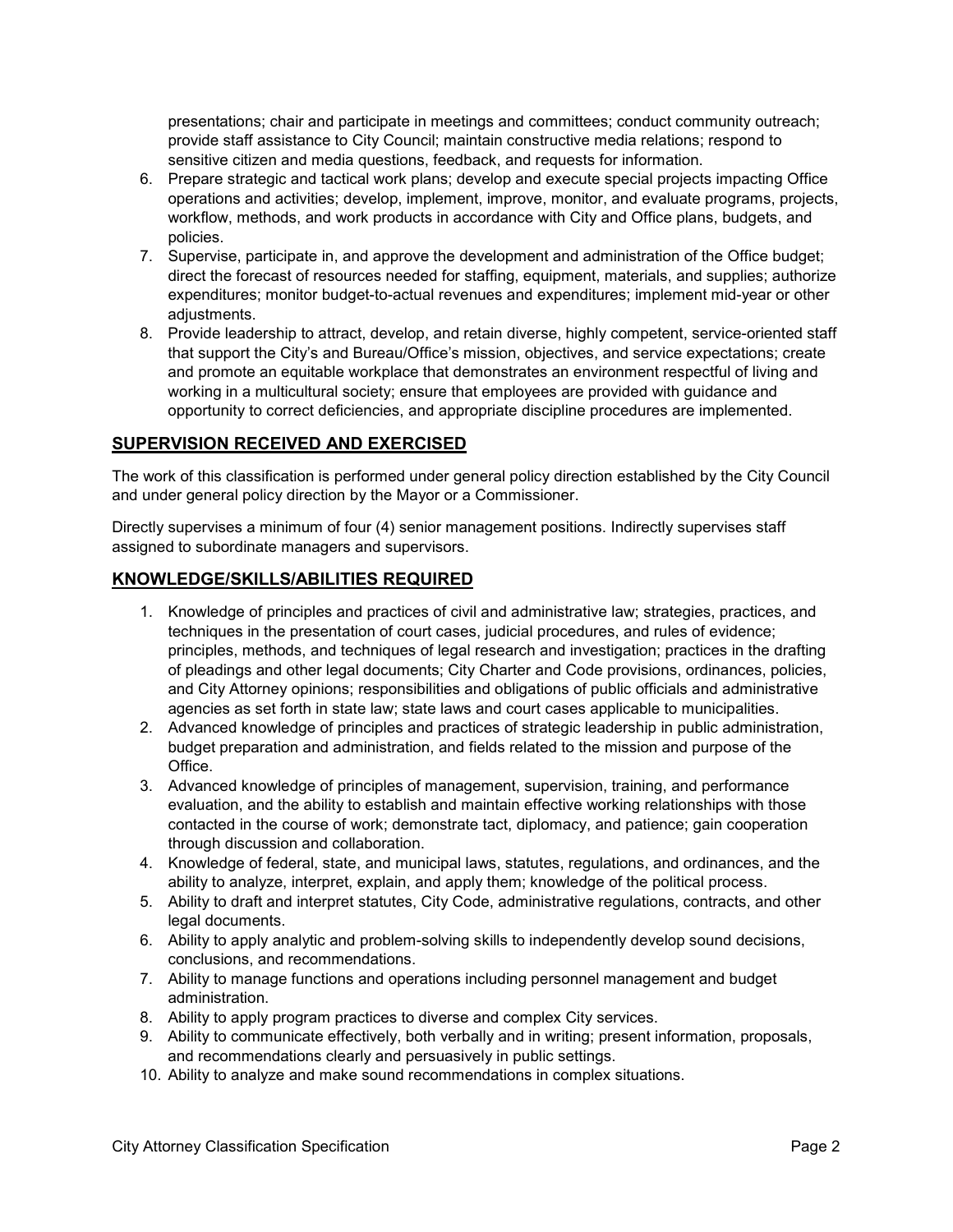presentations; chair and participate in meetings and committees; conduct community outreach; provide staff assistance to City Council; maintain constructive media relations; respond to sensitive citizen and media questions, feedback, and requests for information.

6. Prepare strategic and tactical work plans; develop and execute special projects impacting Office operations and activities; develop, implement, improve, monitor, and evaluate programs, projects, workflow, methods, and work products in accordance with City and Office plans, budgets, and policies.
7. Supervise, participate in, and approve the development and administration of the Office budget; direct the forecast of resources needed for staffing, equipment, materials, and supplies; authorize expenditures; monitor budget-to-actual revenues and expenditures; implement mid-year or other adjustments.
8. Provide leadership to attract, develop, and retain diverse, highly competent, service-oriented staff that support the City's and Bureau/Office's mission, objectives, and service expectations; create and promote an equitable workplace that demonstrates an environment respectful of living and working in a multicultural society; ensure that employees are provided with guidance and opportunity to correct deficiencies, and appropriate discipline procedures are implemented.

## SUPERVISION RECEIVED AND EXERCISED

The work of this classification is performed under general policy direction established by the City Council and under general policy direction by the Mayor or a Commissioner.

Directly supervises a minimum of four (4) senior management positions. Indirectly supervises staff assigned to subordinate managers and supervisors.

## KNOWLEDGE/SKILLS/ABILITIES REQUIRED

1. Knowledge of principles and practices of civil and administrative law; strategies, practices, and techniques in the presentation of court cases, judicial procedures, and rules of evidence; principles, methods, and techniques of legal research and investigation; practices in the drafting of pleadings and other legal documents; City Charter and Code provisions, ordinances, policies, and City Attorney opinions; responsibilities and obligations of public officials and administrative agencies as set forth in state law; state laws and court cases applicable to municipalities.
2. Advanced knowledge of principles and practices of strategic leadership in public administration, budget preparation and administration, and fields related to the mission and purpose of the Office.
3. Advanced knowledge of principles of management, supervision, training, and performance evaluation, and the ability to establish and maintain effective working relationships with those contacted in the course of work; demonstrate tact, diplomacy, and patience; gain cooperation through discussion and collaboration.
4. Knowledge of federal, state, and municipal laws, statutes, regulations, and ordinances, and the ability to analyze, interpret, explain, and apply them; knowledge of the political process.
5. Ability to draft and interpret statutes, City Code, administrative regulations, contracts, and other legal documents.
6. Ability to apply analytic and problem-solving skills to independently develop sound decisions, conclusions, and recommendations.
7. Ability to manage functions and operations including personnel management and budget administration.
8. Ability to apply program practices to diverse and complex City services.
9. Ability to communicate effectively, both verbally and in writing; present information, proposals, and recommendations clearly and persuasively in public settings.
10. Ability to analyze and make sound recommendations in complex situations.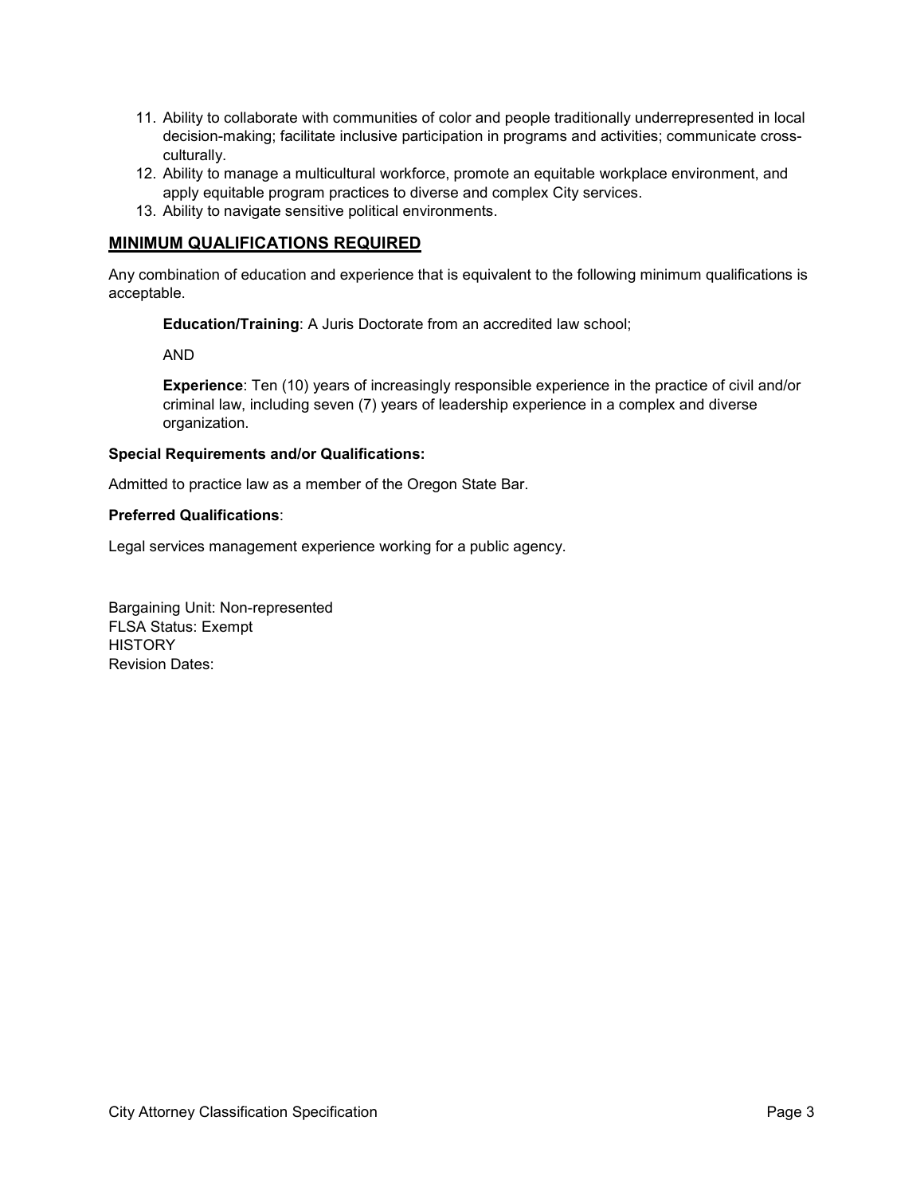11. Ability to collaborate with communities of color and people traditionally underrepresented in local decision-making; facilitate inclusive participation in programs and activities; communicate cross-culturally.
12. Ability to manage a multicultural workforce, promote an equitable workplace environment, and apply equitable program practices to diverse and complex City services.
13. Ability to navigate sensitive political environments.

## MINIMUM QUALIFICATIONS REQUIRED

Any combination of education and experience that is equivalent to the following minimum qualifications is acceptable.

**Education/Training**: A Juris Doctorate from an accredited law school;

AND

**Experience**: Ten (10) years of increasingly responsible experience in the practice of civil and/or criminal law, including seven (7) years of leadership experience in a complex and diverse organization.

**Special Requirements and/or Qualifications:**

Admitted to practice law as a member of the Oregon State Bar.

**Preferred Qualifications**:

Legal services management experience working for a public agency.

Bargaining Unit: Non-represented
FLSA Status: Exempt
HISTORY
Revision Dates: